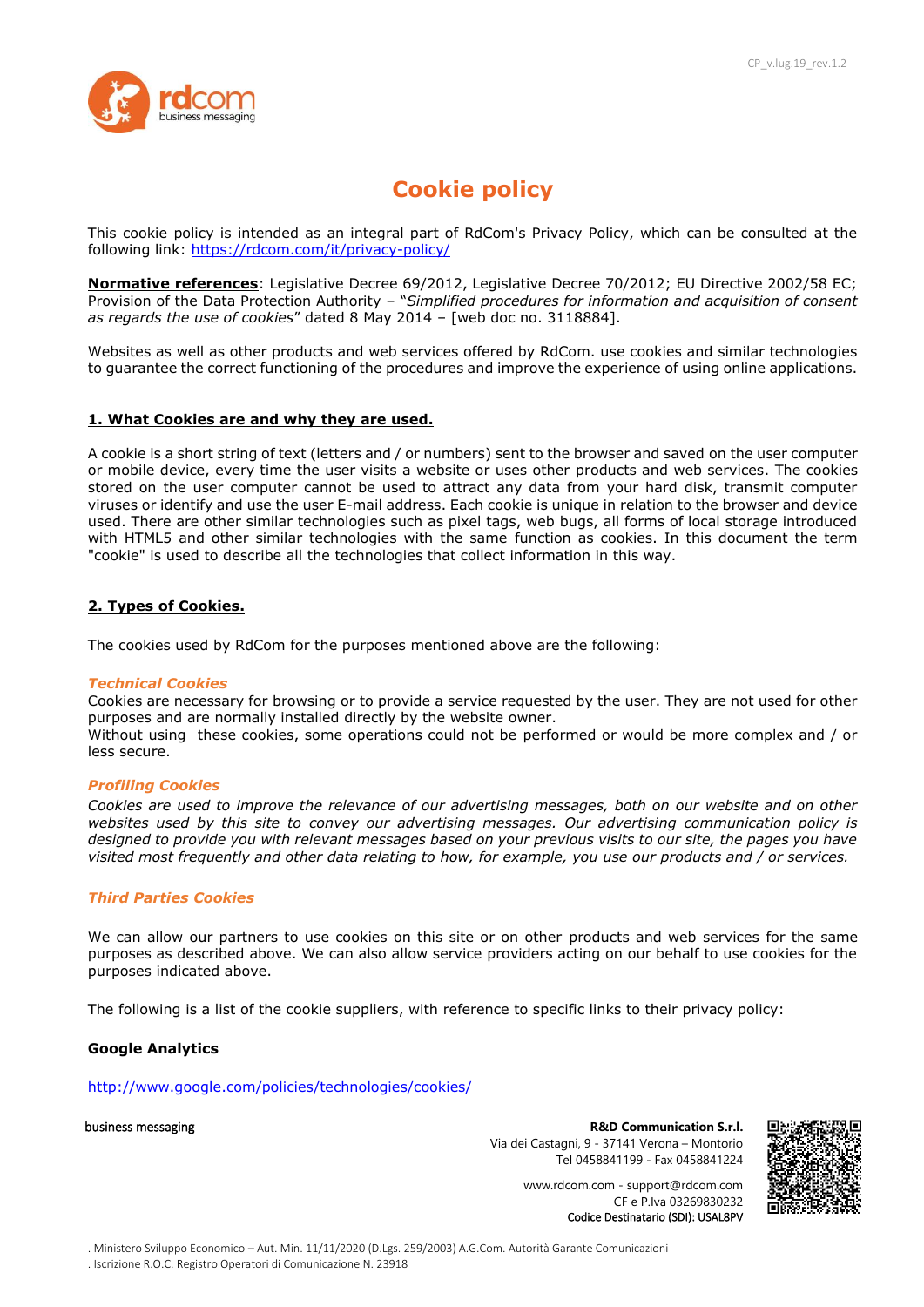# Cookie policy

This cookie policy is intended as an integral part of RdCom's Privacy Policy, which can be consulted at the following link: [https://rdcom.com/it/privacy-policy/](https://rdcom.com/it/privacy-policy/)

**Normative references**: Legislative Decree 69/2012, Legislative Decree 70/2012; EU Directive 2002/58 EC; Provision of the Data Protection Authority – "*Simplified procedures for information and acquisition of consent as regards the use of cookies*" dated 8 May 2014 – [web doc no. 3118884].

Websites as well as other products and web services offered by RdCom. use cookies and similar technologies to guarantee the correct functioning of the procedures and improve the experience of using online applications.

## 1. What Cookies are and why they are used.

A cookie is a short string of text (letters and / or numbers) sent to the browser and saved on the user computer or mobile device, every time the user visits a website or uses other products and web services. The cookies stored on the user computer cannot be used to attract any data from your hard disk, transmit computer viruses or identify and use the user E-mail address. Each cookie is unique in relation to the browser and device used. There are other similar technologies such as pixel tags, web bugs, all forms of local storage introduced with HTML5 and other similar technologies with the same function as cookies. In this document the term "cookie" is used to describe all the technologies that collect information in this way.

## 2. Types of Cookies.

The cookies used by RdCom for the purposes mentioned above are the following:

### *Technical Cookies*

Cookies are necessary for browsing or to provide a service requested by the user. They are not used for other purposes and are normally installed directly by the website owner.
Without using these cookies, some operations could not be performed or would be more complex and / or less secure.

### *Profiling Cookies*

*Cookies are used to improve the relevance of our advertising messages, both on our website and on other websites used by this site to convey our advertising messages. Our advertising communication policy is designed to provide you with relevant messages based on your previous visits to our site, the pages you have visited most frequently and other data relating to how, for example, you use our products and / or services.*

### *Third Parties Cookies*

We can allow our partners to use cookies on this site or on other products and web services for the same purposes as described above. We can also allow service providers acting on our behalf to use cookies for the purposes indicated above.

The following is a list of the cookie suppliers, with reference to specific links to their privacy policy:

**Google Analytics**

[http://www.google.com/policies/technologies/cookies/](http://www.google.com/policies/technologies/cookies/)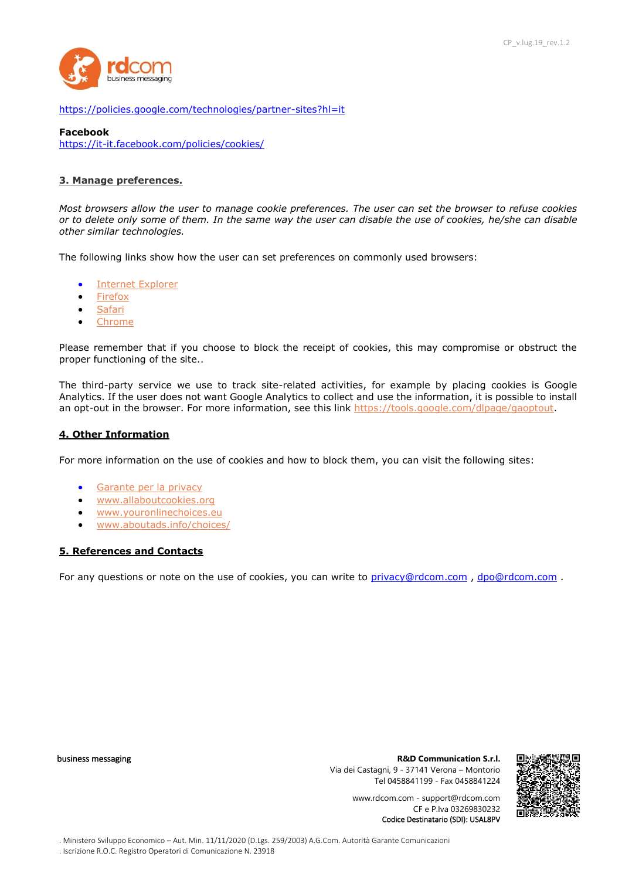https://policies.google.com/technologies/partner-sites?hl=it

**Facebook**
https://it-it.facebook.com/policies/cookies/

## 3. Manage preferences.

*Most browsers allow the user to manage cookie preferences. The user can set the browser to refuse cookies or to delete only some of them. In the same way the user can disable the use of cookies, he/she can disable other similar technologies.*

The following links show how the user can set preferences on commonly used browsers:

- Internet Explorer
- Firefox
- Safari
- Chrome

Please remember that if you choose to block the receipt of cookies, this may compromise or obstruct the proper functioning of the site..

The third-party service we use to track site-related activities, for example by placing cookies is Google Analytics. If the user does not want Google Analytics to collect and use the information, it is possible to install an opt-out in the browser. For more information, see this link https://tools.google.com/dlpage/gaoptout.

## 4. Other Information

For more information on the use of cookies and how to block them, you can visit the following sites:

- Garante per la privacy
- www.allaboutcookies.org
- www.youronlinechoices.eu
- www.aboutads.info/choices/

## 5. References and Contacts

For any questions or note on the use of cookies, you can write to privacy@rdcom.com , dpo@rdcom.com .

business messaging

**R&D Communication S.r.l.**
Via dei Castagni, 9 - 37141 Verona – Montorio
Tel 0458841199 - Fax 0458841224

www.rdcom.com - support@rdcom.com
CF e P.Iva 03269830232
**Codice Destinatario (SDI): USAL8PV**

. Ministero Sviluppo Economico – Aut. Min. 11/11/2020 (D.Lgs. 259/2003) A.G.Com. Autorità Garante Comunicazioni
. Iscrizione R.O.C. Registro Operatori di Comunicazione N. 23918